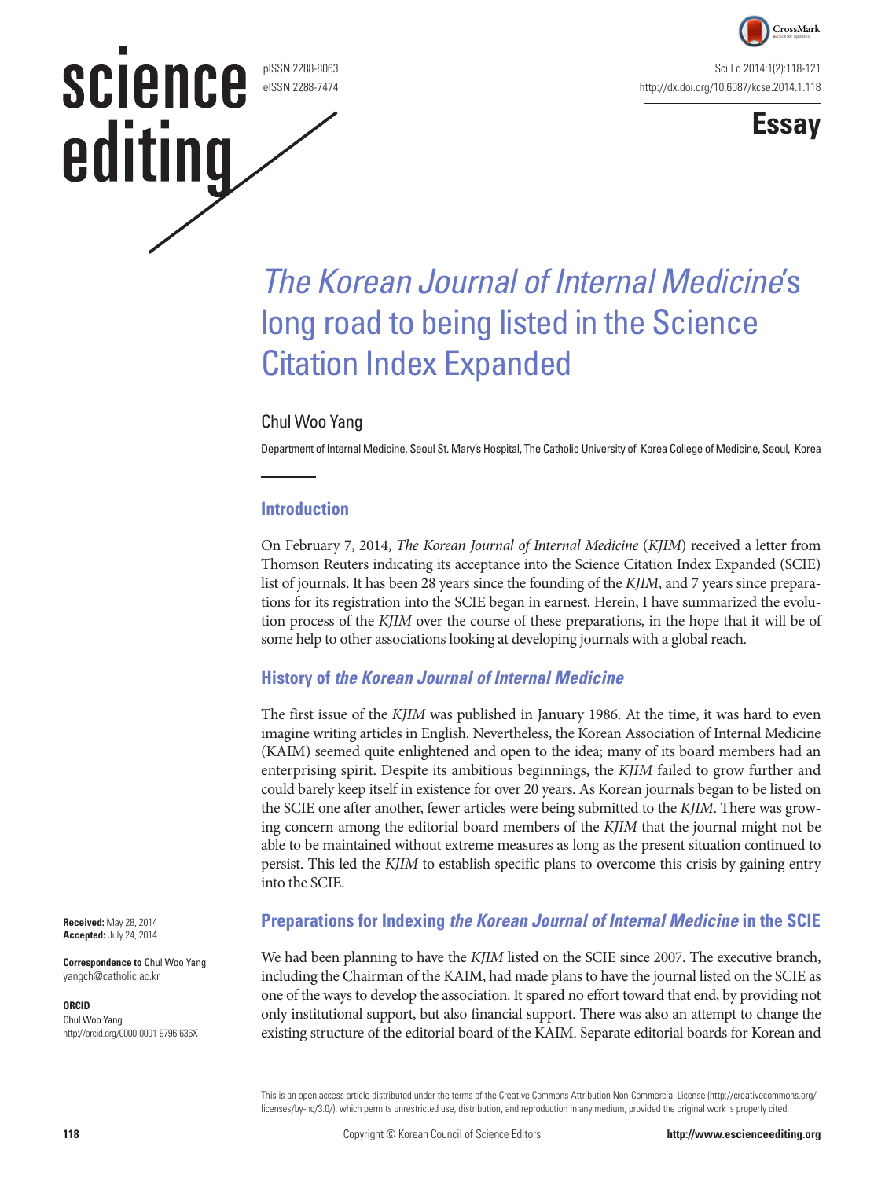# *The Korean Journal of Internal Medicine*'s long road to being listed in the Science Citation Index Expanded

Chul Woo Yang

Department of Internal Medicine, Seoul St. Mary's Hospital, The Catholic University of Korea College of Medicine, Seoul, Korea

## Introduction

On February 7, 2014, *The Korean Journal of Internal Medicine* (*KJIM*) received a letter from Thomson Reuters indicating its acceptance into the Science Citation Index Expanded (SCIE) list of journals. It has been 28 years since the founding of the *KJIM*, and 7 years since preparations for its registration into the SCIE began in earnest. Herein, I have summarized the evolution process of the *KJIM* over the course of these preparations, in the hope that it will be of some help to other associations looking at developing journals with a global reach.

## History of *the Korean Journal of Internal Medicine*

The first issue of the *KJIM* was published in January 1986. At the time, it was hard to even imagine writing articles in English. Nevertheless, the Korean Association of Internal Medicine (KAIM) seemed quite enlightened and open to the idea; many of its board members had an enterprising spirit. Despite its ambitious beginnings, the *KJIM* failed to grow further and could barely keep itself in existence for over 20 years. As Korean journals began to be listed on the SCIE one after another, fewer articles were being submitted to the *KJIM*. There was growing concern among the editorial board members of the *KJIM* that the journal might not be able to be maintained without extreme measures as long as the present situation continued to persist. This led the *KJIM* to establish specific plans to overcome this crisis by gaining entry into the SCIE.

## Preparations for Indexing *the Korean Journal of Internal Medicine* in the SCIE

We had been planning to have the *KJIM* listed on the SCIE since 2007. The executive branch, including the Chairman of the KAIM, had made plans to have the journal listed on the SCIE as one of the ways to develop the association. It spared no effort toward that end, by providing not only institutional support, but also financial support. There was also an attempt to change the existing structure of the editorial board of the KAIM. Separate editorial boards for Korean and

**Received:** May 28, 2014
**Accepted:** July 24, 2014

**Correspondence to** Chul Woo Yang
yangch@catholic.ac.kr

**ORCID**
Chul Woo Yang
http://orcid.org/0000-0001-9796-636X

This is an open access article distributed under the terms of the Creative Commons Attribution Non-Commercial License (http://creativecommons.org/licenses/by-nc/3.0/), which permits unrestricted use, distribution, and reproduction in any medium, provided the original work is properly cited.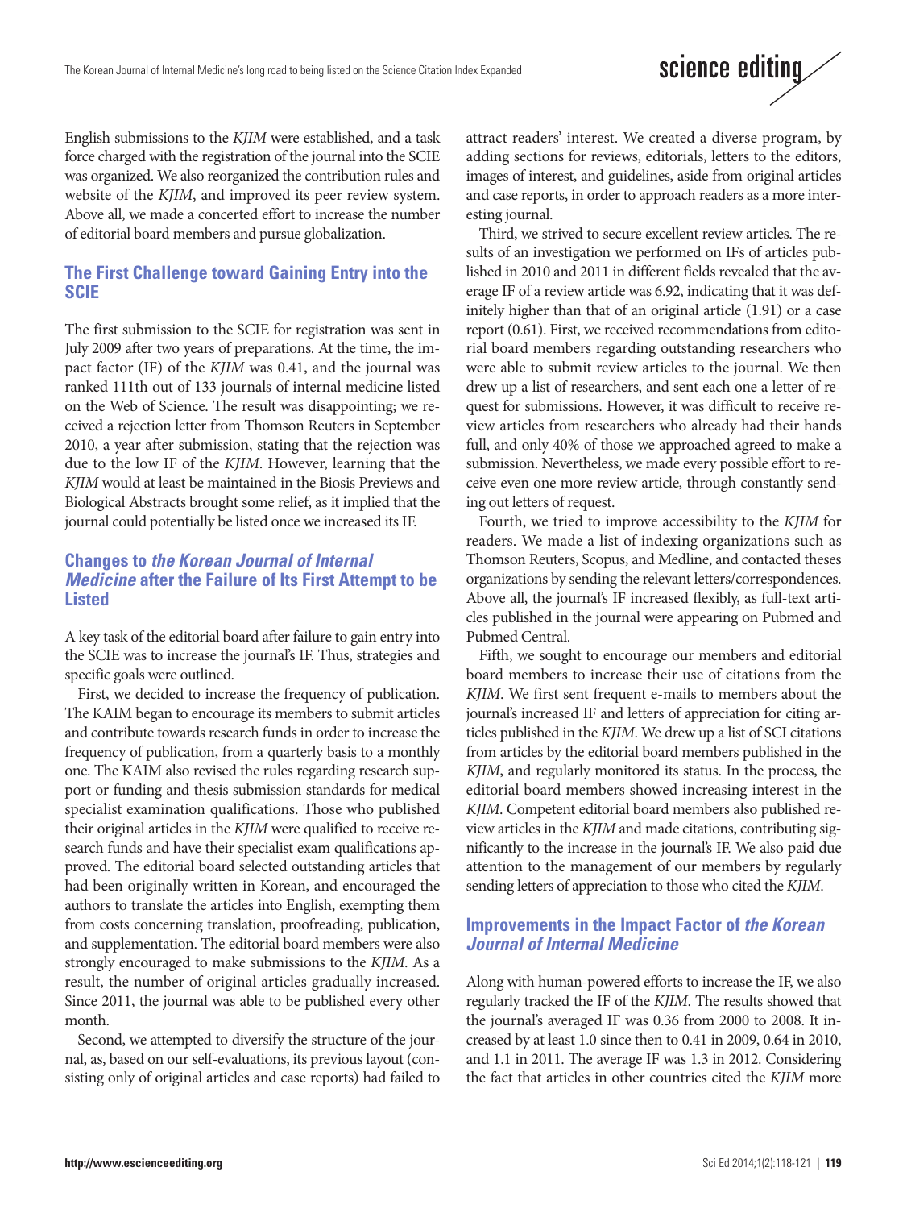English submissions to the *KJIM* were established, and a task force charged with the registration of the journal into the SCIE was organized. We also reorganized the contribution rules and website of the *KJIM*, and improved its peer review system. Above all, we made a concerted effort to increase the number of editorial board members and pursue globalization.

## The First Challenge toward Gaining Entry into the SCIE

The first submission to the SCIE for registration was sent in July 2009 after two years of preparations. At the time, the impact factor (IF) of the *KJIM* was 0.41, and the journal was ranked 111th out of 133 journals of internal medicine listed on the Web of Science. The result was disappointing; we received a rejection letter from Thomson Reuters in September 2010, a year after submission, stating that the rejection was due to the low IF of the *KJIM*. However, learning that the *KJIM* would at least be maintained in the Biosis Previews and Biological Abstracts brought some relief, as it implied that the journal could potentially be listed once we increased its IF.

## Changes to *the Korean Journal of Internal Medicine* after the Failure of Its First Attempt to be Listed

A key task of the editorial board after failure to gain entry into the SCIE was to increase the journal's IF. Thus, strategies and specific goals were outlined.

First, we decided to increase the frequency of publication. The KAIM began to encourage its members to submit articles and contribute towards research funds in order to increase the frequency of publication, from a quarterly basis to a monthly one. The KAIM also revised the rules regarding research support or funding and thesis submission standards for medical specialist examination qualifications. Those who published their original articles in the *KJIM* were qualified to receive research funds and have their specialist exam qualifications approved. The editorial board selected outstanding articles that had been originally written in Korean, and encouraged the authors to translate the articles into English, exempting them from costs concerning translation, proofreading, publication, and supplementation. The editorial board members were also strongly encouraged to make submissions to the *KJIM*. As a result, the number of original articles gradually increased. Since 2011, the journal was able to be published every other month.

Second, we attempted to diversify the structure of the journal, as, based on our self-evaluations, its previous layout (consisting only of original articles and case reports) had failed to attract readers' interest. We created a diverse program, by adding sections for reviews, editorials, letters to the editors, images of interest, and guidelines, aside from original articles and case reports, in order to approach readers as a more interesting journal.

Third, we strived to secure excellent review articles. The results of an investigation we performed on IFs of articles published in 2010 and 2011 in different fields revealed that the average IF of a review article was 6.92, indicating that it was definitely higher than that of an original article (1.91) or a case report (0.61). First, we received recommendations from editorial board members regarding outstanding researchers who were able to submit review articles to the journal. We then drew up a list of researchers, and sent each one a letter of request for submissions. However, it was difficult to receive review articles from researchers who already had their hands full, and only 40% of those we approached agreed to make a submission. Nevertheless, we made every possible effort to receive even one more review article, through constantly sending out letters of request.

Fourth, we tried to improve accessibility to the *KJIM* for readers. We made a list of indexing organizations such as Thomson Reuters, Scopus, and Medline, and contacted theses organizations by sending the relevant letters/correspondences. Above all, the journal's IF increased flexibly, as full-text articles published in the journal were appearing on Pubmed and Pubmed Central.

Fifth, we sought to encourage our members and editorial board members to increase their use of citations from the *KJIM*. We first sent frequent e-mails to members about the journal's increased IF and letters of appreciation for citing articles published in the *KJIM*. We drew up a list of SCI citations from articles by the editorial board members published in the *KJIM*, and regularly monitored its status. In the process, the editorial board members showed increasing interest in the *KJIM*. Competent editorial board members also published review articles in the *KJIM* and made citations, contributing significantly to the increase in the journal's IF. We also paid due attention to the management of our members by regularly sending letters of appreciation to those who cited the *KJIM*.

## Improvements in the Impact Factor of *the Korean Journal of Internal Medicine*

Along with human-powered efforts to increase the IF, we also regularly tracked the IF of the *KJIM*. The results showed that the journal's averaged IF was 0.36 from 2000 to 2008. It increased by at least 1.0 since then to 0.41 in 2009, 0.64 in 2010, and 1.1 in 2011. The average IF was 1.3 in 2012. Considering the fact that articles in other countries cited the *KJIM* more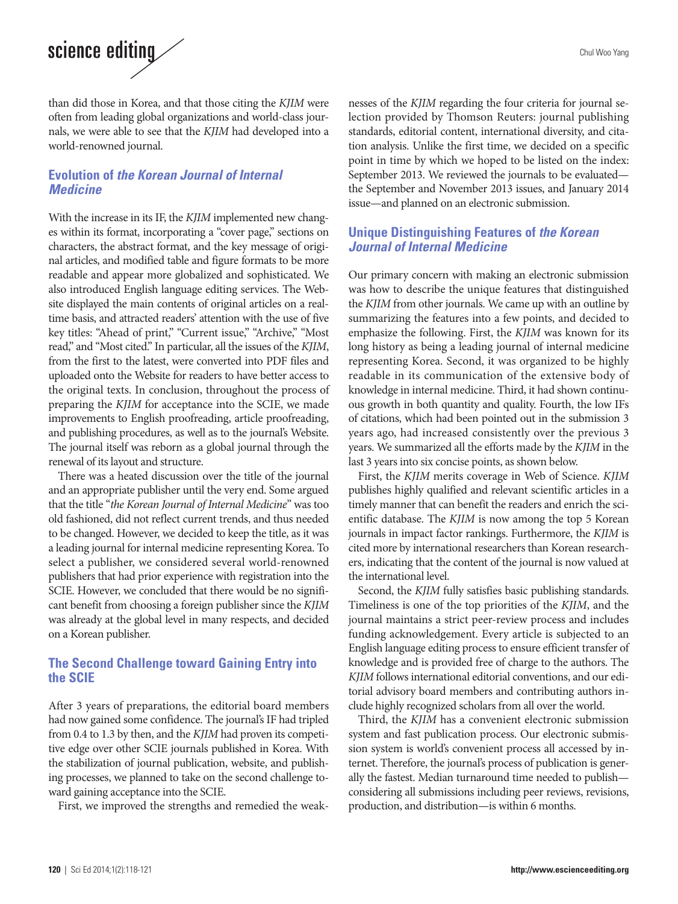than did those in Korea, and that those citing the *KJIM* were often from leading global organizations and world-class journals, we were able to see that the *KJIM* had developed into a world-renowned journal.

## Evolution of *the Korean Journal of Internal Medicine*

With the increase in its IF, the *KJIM* implemented new changes within its format, incorporating a "cover page," sections on characters, the abstract format, and the key message of original articles, and modified table and figure formats to be more readable and appear more globalized and sophisticated. We also introduced English language editing services. The Website displayed the main contents of original articles on a real-time basis, and attracted readers' attention with the use of five key titles: "Ahead of print," "Current issue," "Archive," "Most read," and "Most cited." In particular, all the issues of the *KJIM*, from the first to the latest, were converted into PDF files and uploaded onto the Website for readers to have better access to the original texts. In conclusion, throughout the process of preparing the *KJIM* for acceptance into the SCIE, we made improvements to English proofreading, article proofreading, and publishing procedures, as well as to the journal's Website. The journal itself was reborn as a global journal through the renewal of its layout and structure.

There was a heated discussion over the title of the journal and an appropriate publisher until the very end. Some argued that the title "*the Korean Journal of Internal Medicine*" was too old fashioned, did not reflect current trends, and thus needed to be changed. However, we decided to keep the title, as it was a leading journal for internal medicine representing Korea. To select a publisher, we considered several world-renowned publishers that had prior experience with registration into the SCIE. However, we concluded that there would be no significant benefit from choosing a foreign publisher since the *KJIM* was already at the global level in many respects, and decided on a Korean publisher.

## The Second Challenge toward Gaining Entry into the SCIE

After 3 years of preparations, the editorial board members had now gained some confidence. The journal's IF had tripled from 0.4 to 1.3 by then, and the *KJIM* had proven its competitive edge over other SCIE journals published in Korea. With the stabilization of journal publication, website, and publishing processes, we planned to take on the second challenge toward gaining acceptance into the SCIE.

First, we improved the strengths and remedied the weaknesses of the *KJIM* regarding the four criteria for journal selection provided by Thomson Reuters: journal publishing standards, editorial content, international diversity, and citation analysis. Unlike the first time, we decided on a specific point in time by which we hoped to be listed on the index: September 2013. We reviewed the journals to be evaluated—the September and November 2013 issues, and January 2014 issue—and planned on an electronic submission.

## Unique Distinguishing Features of *the Korean Journal of Internal Medicine*

Our primary concern with making an electronic submission was how to describe the unique features that distinguished the *KJIM* from other journals. We came up with an outline by summarizing the features into a few points, and decided to emphasize the following. First, the *KJIM* was known for its long history as being a leading journal of internal medicine representing Korea. Second, it was organized to be highly readable in its communication of the extensive body of knowledge in internal medicine. Third, it had shown continuous growth in both quantity and quality. Fourth, the low IFs of citations, which had been pointed out in the submission 3 years ago, had increased consistently over the previous 3 years. We summarized all the efforts made by the *KJIM* in the last 3 years into six concise points, as shown below.

First, the *KJIM* merits coverage in Web of Science. *KJIM* publishes highly qualified and relevant scientific articles in a timely manner that can benefit the readers and enrich the scientific database. The *KJIM* is now among the top 5 Korean journals in impact factor rankings. Furthermore, the *KJIM* is cited more by international researchers than Korean researchers, indicating that the content of the journal is now valued at the international level.

Second, the *KJIM* fully satisfies basic publishing standards. Timeliness is one of the top priorities of the *KJIM*, and the journal maintains a strict peer-review process and includes funding acknowledgement. Every article is subjected to an English language editing process to ensure efficient transfer of knowledge and is provided free of charge to the authors. The *KJIM* follows international editorial conventions, and our editorial advisory board members and contributing authors include highly recognized scholars from all over the world.

Third, the *KJIM* has a convenient electronic submission system and fast publication process. Our electronic submission system is world's convenient process all accessed by internet. Therefore, the journal's process of publication is generally the fastest. Median turnaround time needed to publish—considering all submissions including peer reviews, revisions, production, and distribution—is within 6 months.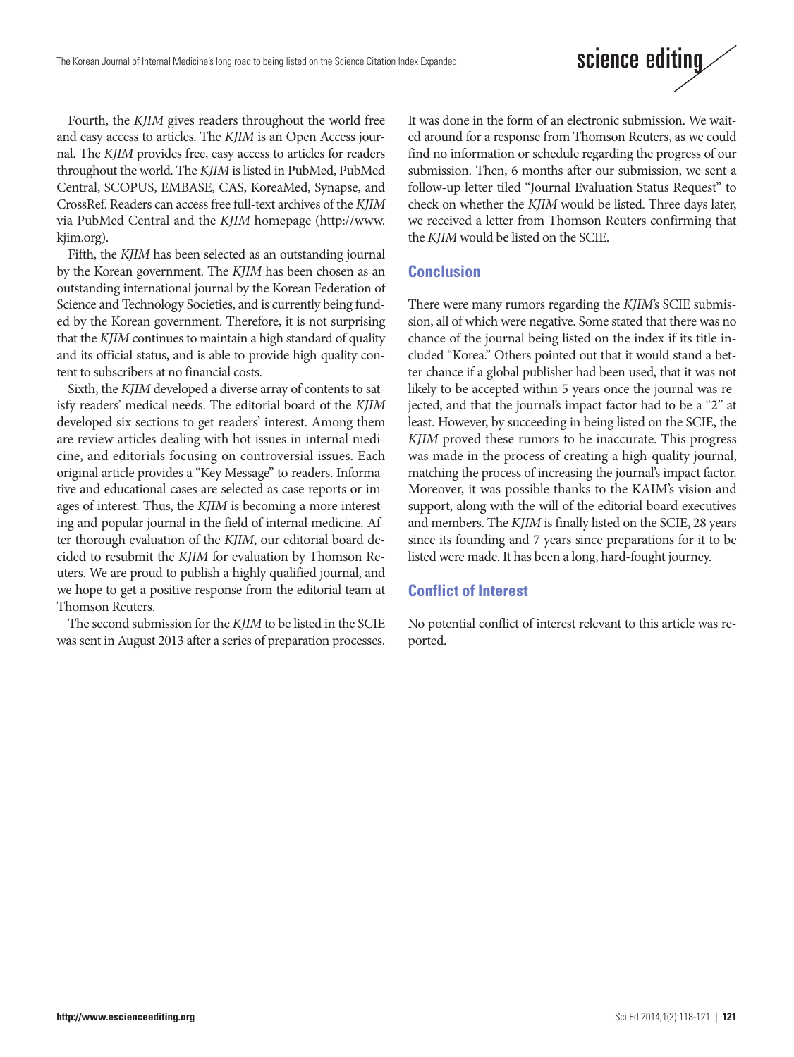Fourth, the *KJIM* gives readers throughout the world free and easy access to articles. The *KJIM* is an Open Access journal. The *KJIM* provides free, easy access to articles for readers throughout the world. The *KJIM* is listed in PubMed, PubMed Central, SCOPUS, EMBASE, CAS, KoreaMed, Synapse, and CrossRef. Readers can access free full-text archives of the *KJIM* via PubMed Central and the *KJIM* homepage (http://www.kjim.org).

Fifth, the *KJIM* has been selected as an outstanding journal by the Korean government. The *KJIM* has been chosen as an outstanding international journal by the Korean Federation of Science and Technology Societies, and is currently being funded by the Korean government. Therefore, it is not surprising that the *KJIM* continues to maintain a high standard of quality and its official status, and is able to provide high quality content to subscribers at no financial costs.

Sixth, the *KJIM* developed a diverse array of contents to satisfy readers' medical needs. The editorial board of the *KJIM* developed six sections to get readers' interest. Among them are review articles dealing with hot issues in internal medicine, and editorials focusing on controversial issues. Each original article provides a "Key Message" to readers. Informative and educational cases are selected as case reports or images of interest. Thus, the *KJIM* is becoming a more interesting and popular journal in the field of internal medicine. After thorough evaluation of the *KJIM*, our editorial board decided to resubmit the *KJIM* for evaluation by Thomson Reuters. We are proud to publish a highly qualified journal, and we hope to get a positive response from the editorial team at Thomson Reuters.

The second submission for the *KJIM* to be listed in the SCIE was sent in August 2013 after a series of preparation processes. It was done in the form of an electronic submission. We waited around for a response from Thomson Reuters, as we could find no information or schedule regarding the progress of our submission. Then, 6 months after our submission, we sent a follow-up letter tiled "Journal Evaluation Status Request" to check on whether the *KJIM* would be listed. Three days later, we received a letter from Thomson Reuters confirming that the *KJIM* would be listed on the SCIE.

## Conclusion

There were many rumors regarding the *KJIM*'s SCIE submission, all of which were negative. Some stated that there was no chance of the journal being listed on the index if its title included "Korea." Others pointed out that it would stand a better chance if a global publisher had been used, that it was not likely to be accepted within 5 years once the journal was rejected, and that the journal's impact factor had to be a "2" at least. However, by succeeding in being listed on the SCIE, the *KJIM* proved these rumors to be inaccurate. This progress was made in the process of creating a high-quality journal, matching the process of increasing the journal's impact factor. Moreover, it was possible thanks to the KAIM's vision and support, along with the will of the editorial board executives and members. The *KJIM* is finally listed on the SCIE, 28 years since its founding and 7 years since preparations for it to be listed were made. It has been a long, hard-fought journey.

## Conflict of Interest

No potential conflict of interest relevant to this article was reported.